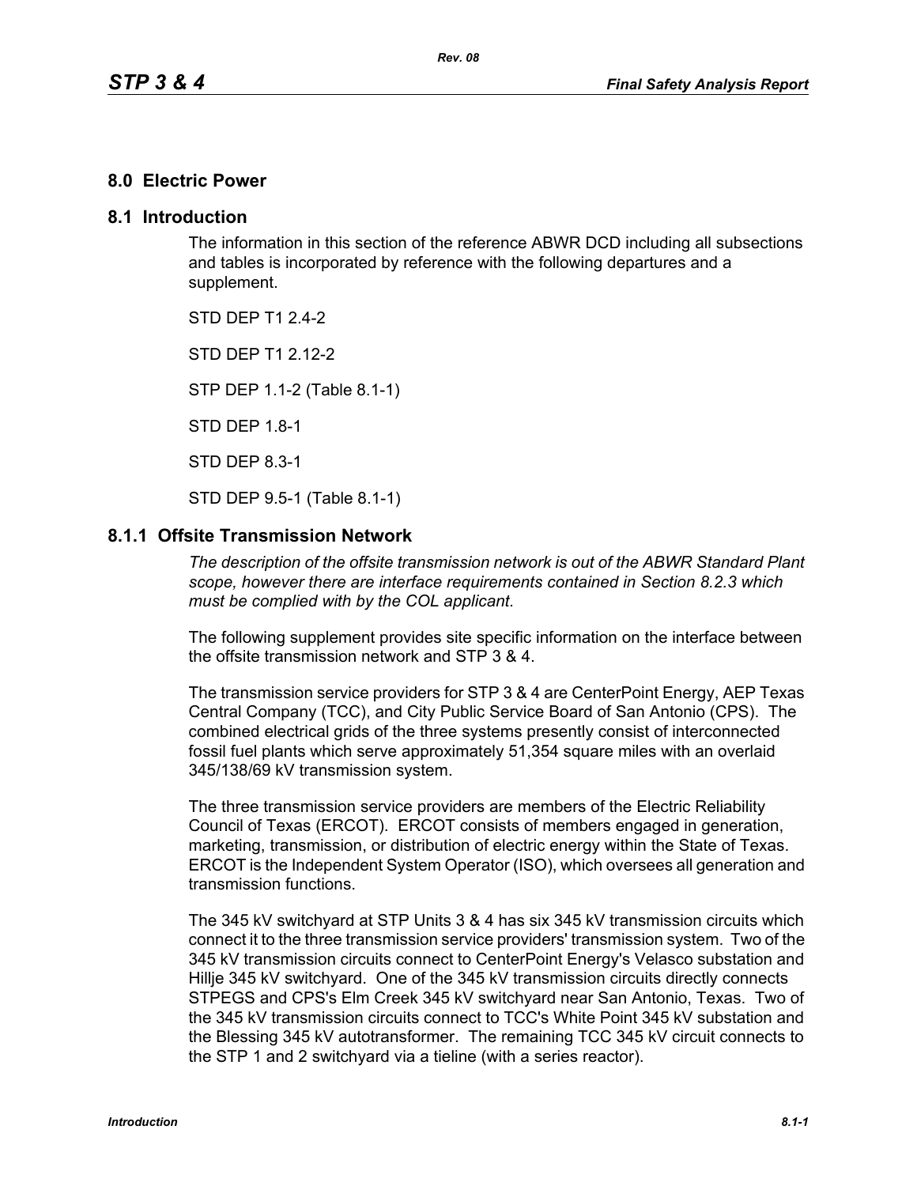# 8.0 Electric Power

## 8.1 Introduction

The information in this section of the reference ABWR DCD including all subsections and tables is incorporated by reference with the following departures and a supplement.

STD DEP T1 2.4-2

STD DEP T1 2.12-2

STP DEP 1.1-2 (Table 8.1-1)

STD DEP 1.8-1

STD DEP 8.3-1

STD DEP 9.5-1 (Table 8.1-1)

### 8.1.1 Offsite Transmission Network

*The description of the offsite transmission network is out of the ABWR Standard Plant scope, however there are interface requirements contained in Section 8.2.3 which must be complied with by the COL applicant.*

The following supplement provides site specific information on the interface between the offsite transmission network and STP 3 & 4.

The transmission service providers for STP 3 & 4 are CenterPoint Energy, AEP Texas Central Company (TCC), and City Public Service Board of San Antonio (CPS). The combined electrical grids of the three systems presently consist of interconnected fossil fuel plants which serve approximately 51,354 square miles with an overlaid 345/138/69 kV transmission system.

The three transmission service providers are members of the Electric Reliability Council of Texas (ERCOT). ERCOT consists of members engaged in generation, marketing, transmission, or distribution of electric energy within the State of Texas. ERCOT is the Independent System Operator (ISO), which oversees all generation and transmission functions.

The 345 kV switchyard at STP Units 3 & 4 has six 345 kV transmission circuits which connect it to the three transmission service providers' transmission system. Two of the 345 kV transmission circuits connect to CenterPoint Energy's Velasco substation and Hillje 345 kV switchyard. One of the 345 kV transmission circuits directly connects STPEGS and CPS's Elm Creek 345 kV switchyard near San Antonio, Texas. Two of the 345 kV transmission circuits connect to TCC's White Point 345 kV substation and the Blessing 345 kV autotransformer. The remaining TCC 345 kV circuit connects to the STP 1 and 2 switchyard via a tieline (with a series reactor).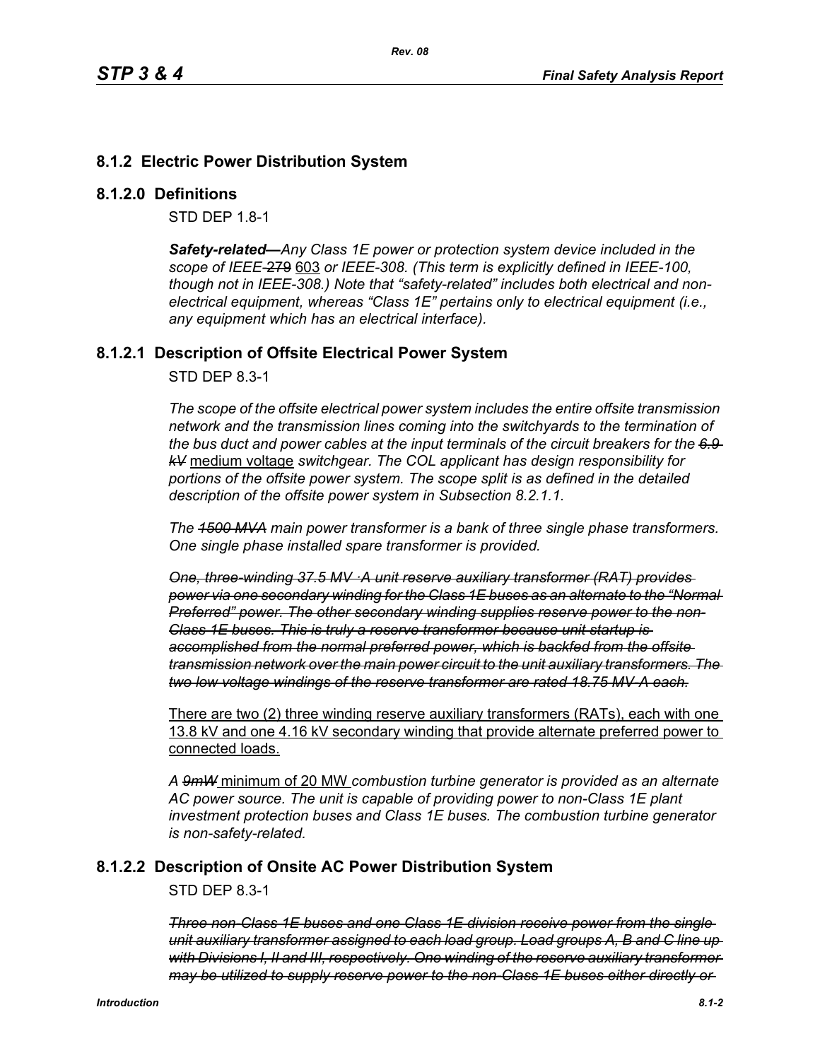## 8.1.2 Electric Power Distribution System

### 8.1.2.0 Definitions

STD DEP 1.8-1

***Safety-related*** ~~—~~ *Any Class 1E power or protection system device included in the scope of IEEE-~~279~~* 603 *or IEEE-308. (This term is explicitly defined in IEEE-100, though not in IEEE-308.) Note that "safety-related" includes both electrical and non-electrical equipment, whereas "Class 1E" pertains only to electrical equipment (i.e., any equipment which has an electrical interface).*

### 8.1.2.1 Description of Offsite Electrical Power System

STD DEP 8.3-1

*The scope of the offsite electrical power system includes the entire offsite transmission network and the transmission lines coming into the switchyards to the termination of the bus duct and power cables at the input terminals of the circuit breakers for the ~~6.9 kV~~* medium voltage *switchgear. The COL applicant has design responsibility for portions of the offsite power system. The scope split is as defined in the detailed description of the offsite power system in Subsection 8.2.1.1.*

*The ~~1500 MVA~~ main power transformer is a bank of three single phase transformers. One single phase installed spare transformer is provided.*

~~*One, three-winding 37.5 MV ·A unit reserve auxiliary transformer (RAT) provides power via one secondary winding for the Class 1E buses as an alternate to the "Normal Preferred" power. The other secondary winding supplies reserve power to the non-Class 1E buses. This is truly a reserve transformer because unit startup is accomplished from the normal preferred power, which is backfed from the offsite transmission network over the main power circuit to the unit auxiliary transformers. The two low voltage windings of the reserve transformer are rated 18.75 MV·A each.*~~

There are two (2) three winding reserve auxiliary transformers (RATs), each with one 13.8 kV and one 4.16 kV secondary winding that provide alternate preferred power to connected loads.

*A ~~9mW~~* minimum of 20 MW *combustion turbine generator is provided as an alternate AC power source. The unit is capable of providing power to non-Class 1E plant investment protection buses and Class 1E buses. The combustion turbine generator is non-safety-related.*

### 8.1.2.2 Description of Onsite AC Power Distribution System

STD DEP 8.3-1

~~*Three non-Class 1E buses and one Class 1E division receive power from the single unit auxiliary transformer assigned to each load group. Load groups A, B and C line up with Divisions I, II and III, respectively. One winding of the reserve auxiliary transformer may be utilized to supply reserve power to the non-Class 1E buses either directly or*~~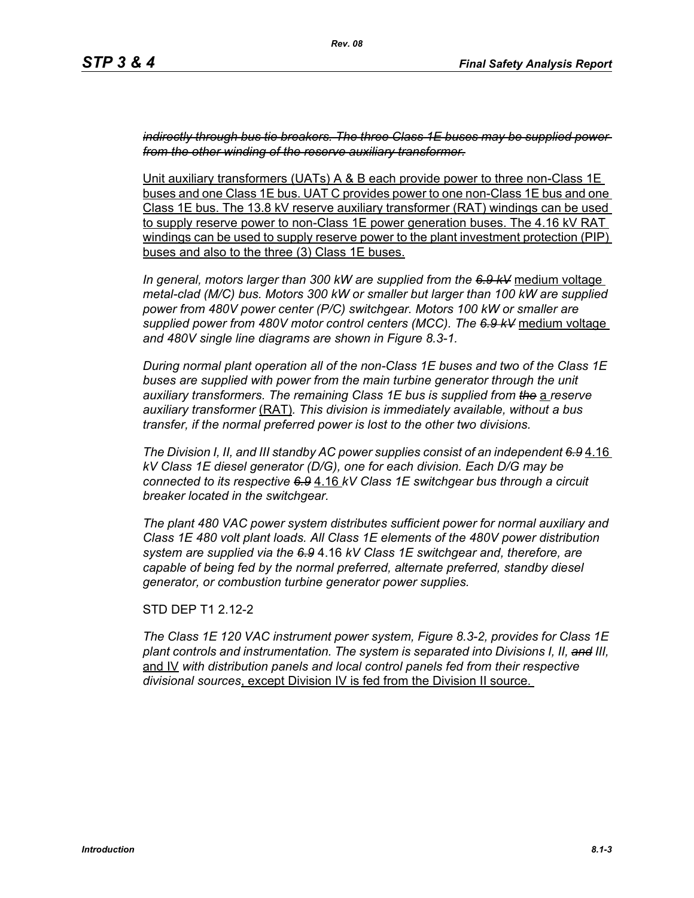~~*indirectly through bus tie breakers. The three Class 1E buses may be supplied power from the other winding of the reserve auxiliary transformer.*~~

<u>Unit auxiliary transformers (UATs) A & B each provide power to three non-Class 1E buses and one Class 1E bus. UAT C provides power to one non-Class 1E bus and one Class 1E bus. The 13.8 kV reserve auxiliary transformer (RAT) windings can be used to supply reserve power to non-Class 1E power generation buses. The 4.16 kV RAT windings can be used to supply reserve power to the plant investment protection (PIP) buses and also to the three (3) Class 1E buses.</u>

*In general, motors larger than 300 kW are supplied from the ~~6.9 kV~~* <u>medium voltage</u> *metal-clad (M/C) bus. Motors 300 kW or smaller but larger than 100 kW are supplied power from 480V power center (P/C) switchgear. Motors 100 kW or smaller are supplied power from 480V motor control centers (MCC). The ~~6.9 kV~~* <u>medium voltage</u> *and 480V single line diagrams are shown in Figure 8.3-1.*

*During normal plant operation all of the non-Class 1E buses and two of the Class 1E buses are supplied with power from the main turbine generator through the unit auxiliary transformers. The remaining Class 1E bus is supplied from ~~the~~* <u>a</u> *reserve auxiliary transformer* <u>(RAT)</u>*. This division is immediately available, without a bus transfer, if the normal preferred power is lost to the other two divisions.*

*The Division I, II, and III standby AC power supplies consist of an independent ~~6.9~~* <u>4.16</u> *kV Class 1E diesel generator (D/G), one for each division. Each D/G may be connected to its respective ~~6.9~~* <u>4.16</u> *kV Class 1E switchgear bus through a circuit breaker located in the switchgear.*

*The plant 480 VAC power system distributes sufficient power for normal auxiliary and Class 1E 480 volt plant loads. All Class 1E elements of the 480V power distribution system are supplied via the ~~6.9~~* 4.16 *kV Class 1E switchgear and, therefore, are capable of being fed by the normal preferred, alternate preferred, standby diesel generator, or combustion turbine generator power supplies.*

STD DEP T1 2.12-2

*The Class 1E 120 VAC instrument power system, Figure 8.3-2, provides for Class 1E plant controls and instrumentation. The system is separated into Divisions I, II, ~~and~~ III,* <u>and IV</u> *with distribution panels and local control panels fed from their respective divisional sources*<u>, except Division IV is fed from the Division II source.</u>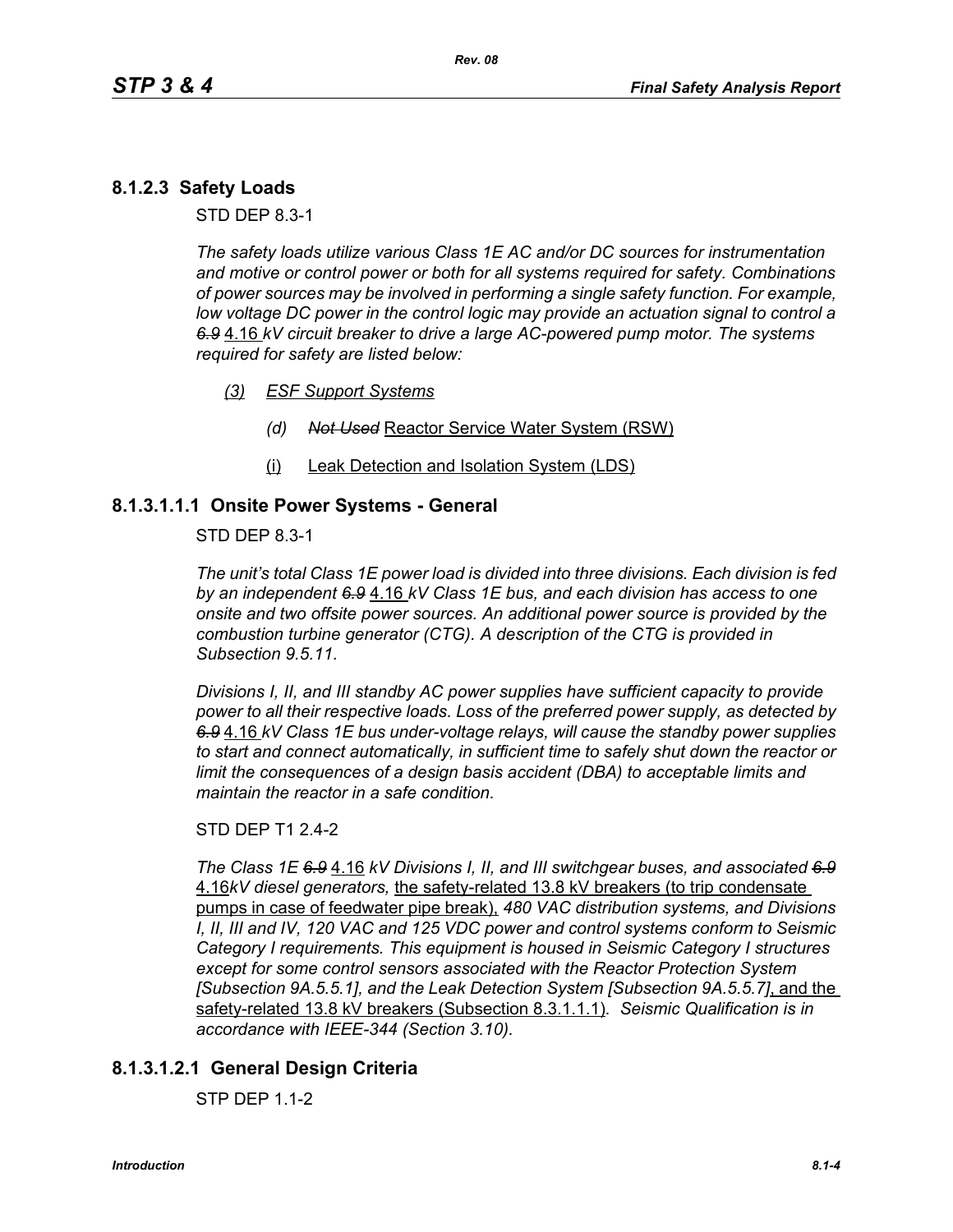## 8.1.2.3 Safety Loads

STD DEP 8.3-1

*The safety loads utilize various Class 1E AC and/or DC sources for instrumentation and motive or control power or both for all systems required for safety. Combinations of power sources may be involved in performing a single safety function. For example, low voltage DC power in the control logic may provide an actuation signal to control a ~~6.9~~* 4.16 *kV circuit breaker to drive a large AC-powered pump motor. The systems required for safety are listed below:*

*(3) ESF Support Systems*

*(d) ~~Not Used~~* Reactor Service Water System (RSW)

(i) Leak Detection and Isolation System (LDS)

## 8.1.3.1.1.1 Onsite Power Systems - General

STD DEP 8.3-1

*The unit's total Class 1E power load is divided into three divisions. Each division is fed by an independent ~~6.9~~* 4.16 *kV Class 1E bus, and each division has access to one onsite and two offsite power sources. An additional power source is provided by the combustion turbine generator (CTG). A description of the CTG is provided in Subsection 9.5.11.*

*Divisions I, II, and III standby AC power supplies have sufficient capacity to provide power to all their respective loads. Loss of the preferred power supply, as detected by ~~6.9~~* 4.16 *kV Class 1E bus under-voltage relays, will cause the standby power supplies to start and connect automatically, in sufficient time to safely shut down the reactor or limit the consequences of a design basis accident (DBA) to acceptable limits and maintain the reactor in a safe condition.*

STD DEP T1 2.4-2

*The Class 1E ~~6.9~~* 4.16 *kV Divisions I, II, and III switchgear buses, and associated ~~6.9~~* 4.16*kV diesel generators,* the safety-related 13.8 kV breakers (to trip condensate pumps in case of feedwater pipe break), *480 VAC distribution systems, and Divisions I, II, III and IV, 120 VAC and 125 VDC power and control systems conform to Seismic Category I requirements. This equipment is housed in Seismic Category I structures except for some control sensors associated with the Reactor Protection System [Subsection 9A.5.5.1], and the Leak Detection System [Subsection 9A.5.5.7]*, and the safety-related 13.8 kV breakers (Subsection 8.3.1.1.1). *Seismic Qualification is in accordance with IEEE-344 (Section 3.10).*

## 8.1.3.1.2.1 General Design Criteria

STP DEP 1.1-2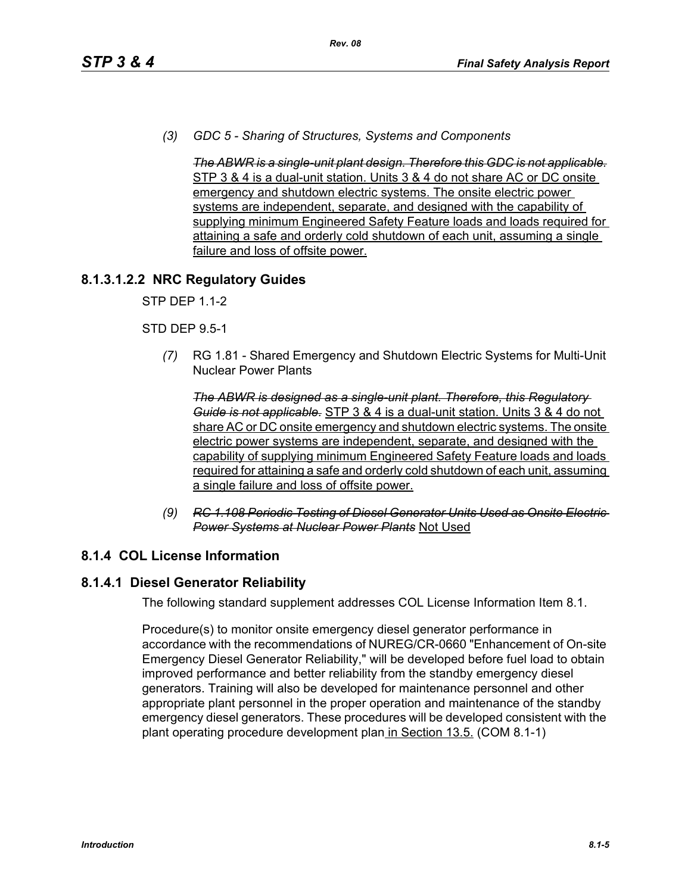*(3)* *GDC 5 - Sharing of Structures, Systems and Components*

~~*The ABWR is a single-unit plant design. Therefore this GDC is not applicable.*~~ STP 3 & 4 is a dual-unit station. Units 3 & 4 do not share AC or DC onsite emergency and shutdown electric systems. The onsite electric power systems are independent, separate, and designed with the capability of supplying minimum Engineered Safety Feature loads and loads required for attaining a safe and orderly cold shutdown of each unit, assuming a single failure and loss of offsite power.

### 8.1.3.1.2.2 NRC Regulatory Guides

STP DEP 1.1-2

STD DEP 9.5-1

*(7)* RG 1.81 - Shared Emergency and Shutdown Electric Systems for Multi-Unit Nuclear Power Plants

~~*The ABWR is designed as a single-unit plant. Therefore, this Regulatory Guide is not applicable.*~~ STP 3 & 4 is a dual-unit station. Units 3 & 4 do not share AC or DC onsite emergency and shutdown electric systems. The onsite electric power systems are independent, separate, and designed with the capability of supplying minimum Engineered Safety Feature loads and loads required for attaining a safe and orderly cold shutdown of each unit, assuming a single failure and loss of offsite power.

*(9)* ~~*RC 1.108 Periodic Testing of Diesel Generator Units Used as Onsite Electric Power Systems at Nuclear Power Plants*~~ Not Used

## 8.1.4 COL License Information

### 8.1.4.1 Diesel Generator Reliability

The following standard supplement addresses COL License Information Item 8.1.

Procedure(s) to monitor onsite emergency diesel generator performance in accordance with the recommendations of NUREG/CR-0660 "Enhancement of On-site Emergency Diesel Generator Reliability," will be developed before fuel load to obtain improved performance and better reliability from the standby emergency diesel generators. Training will also be developed for maintenance personnel and other appropriate plant personnel in the proper operation and maintenance of the standby emergency diesel generators. These procedures will be developed consistent with the plant operating procedure development plan in Section 13.5. (COM 8.1-1)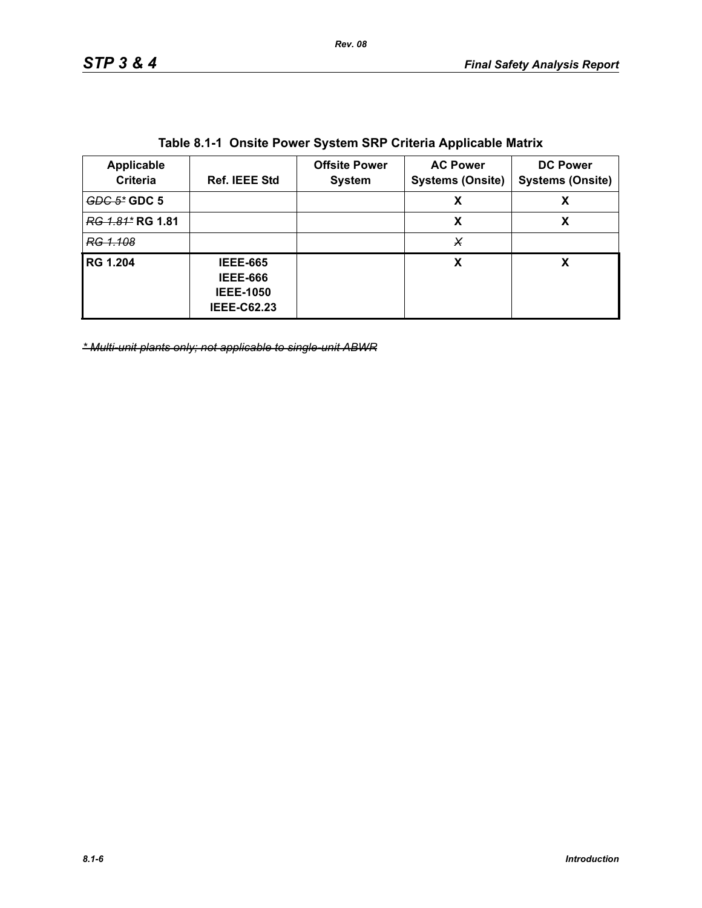**Table 8.1-1 Onsite Power System SRP Criteria Applicable Matrix**

| Applicable Criteria | Ref. IEEE Std | Offsite Power System | AC Power Systems (Onsite) | DC Power Systems (Onsite) |
|---|---|---|---|---|
| ~~GDC 5*~~ **GDC 5** | | | X | X |
| ~~RG 1.81*~~ **RG 1.81** | | | X | X |
| ~~RG 1.108~~ | | | ~~X~~ | |
| **RG 1.204** | **IEEE-665** **IEEE-666** **IEEE-1050** **IEEE-C62.23** | | X | X |

~~* Multi-unit plants only; not applicable to single-unit ABWR~~